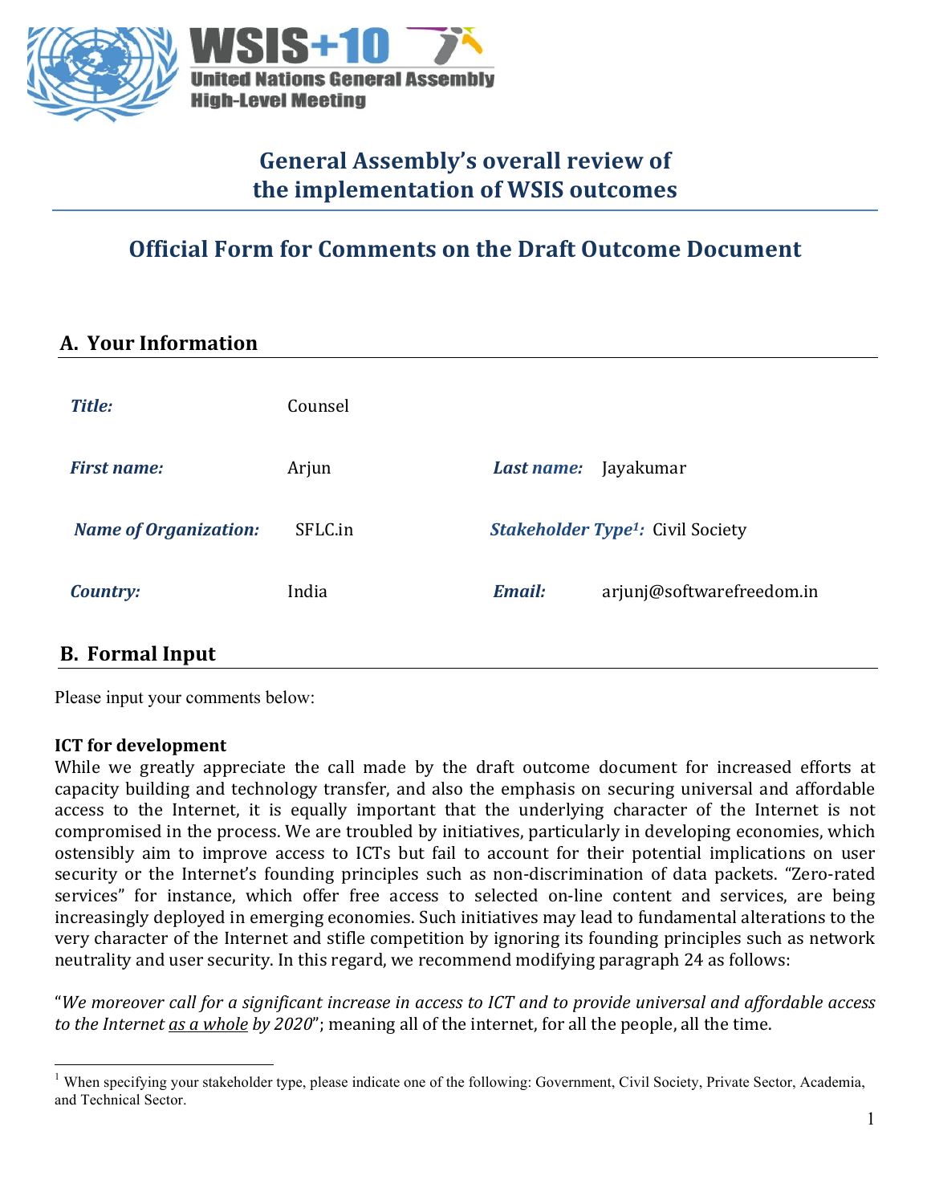WSIS+10
United Nations General Assembly
High-Level Meeting

# General Assembly's overall review of the implementation of WSIS outcomes

## Official Form for Comments on the Draft Outcome Document

## A. Your Information

| | | | |
|---|---|---|---|
| ***Title:*** | Counsel | | |
| ***First name:*** | Arjun | ***Last name:*** | Jayakumar |
| ***Name of Organization:*** | SFLC.in | ***Stakeholder Type[1]:*** | Civil Society |
| ***Country:*** | India | ***Email:*** | arjunj@softwarefreedom.in |

## B. Formal Input

Please input your comments below:

**ICT for development**

While we greatly appreciate the call made by the draft outcome document for increased efforts at capacity building and technology transfer, and also the emphasis on securing universal and affordable access to the Internet, it is equally important that the underlying character of the Internet is not compromised in the process. We are troubled by initiatives, particularly in developing economies, which ostensibly aim to improve access to ICTs but fail to account for their potential implications on user security or the Internet's founding principles such as non-discrimination of data packets. "Zero-rated services" for instance, which offer free access to selected on-line content and services, are being increasingly deployed in emerging economies. Such initiatives may lead to fundamental alterations to the very character of the Internet and stifle competition by ignoring its founding principles such as network neutrality and user security. In this regard, we recommend modifying paragraph 24 as follows:

"*We moreover call for a significant increase in access to ICT and to provide universal and affordable access to the Internet <u>as a whole</u> by 2020*"; meaning all of the internet, for all the people, all the time.

[1] When specifying your stakeholder type, please indicate one of the following: Government, Civil Society, Private Sector, Academia, and Technical Sector.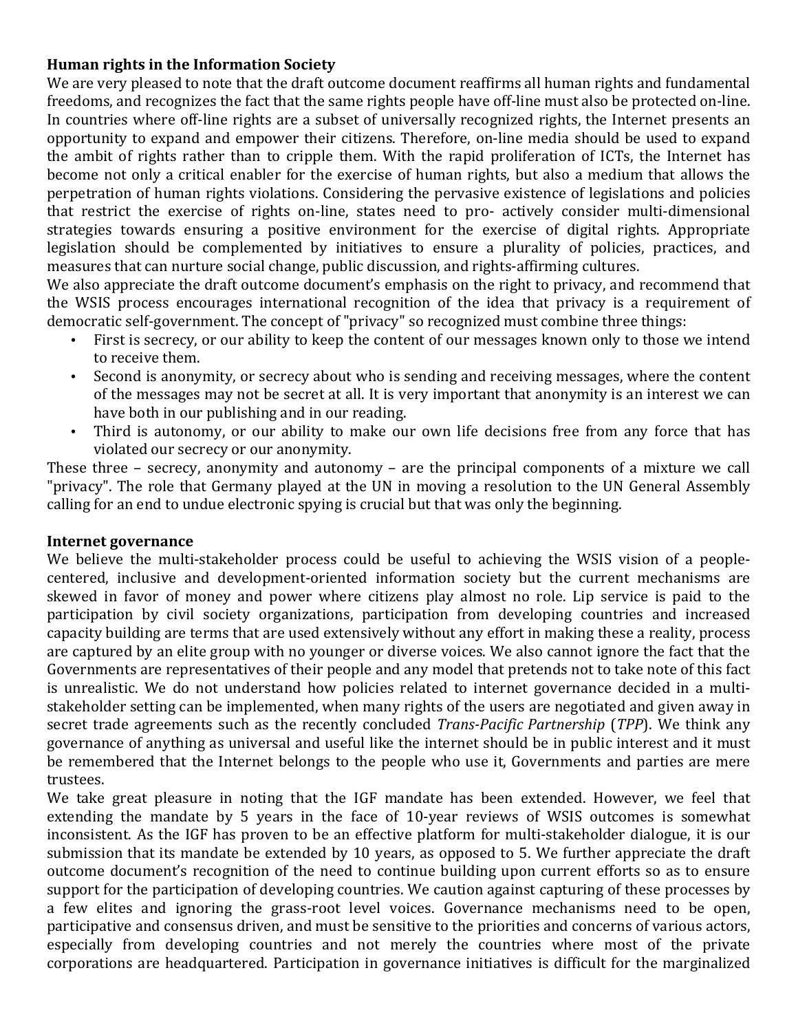**Human rights in the Information Society**

We are very pleased to note that the draft outcome document reaffirms all human rights and fundamental freedoms, and recognizes the fact that the same rights people have off-line must also be protected on-line. In countries where off-line rights are a subset of universally recognized rights, the Internet presents an opportunity to expand and empower their citizens. Therefore, on-line media should be used to expand the ambit of rights rather than to cripple them. With the rapid proliferation of ICTs, the Internet has become not only a critical enabler for the exercise of human rights, but also a medium that allows the perpetration of human rights violations. Considering the pervasive existence of legislations and policies that restrict the exercise of rights on-line, states need to pro- actively consider multi-dimensional strategies towards ensuring a positive environment for the exercise of digital rights. Appropriate legislation should be complemented by initiatives to ensure a plurality of policies, practices, and measures that can nurture social change, public discussion, and rights-affirming cultures.

We also appreciate the draft outcome document's emphasis on the right to privacy, and recommend that the WSIS process encourages international recognition of the idea that privacy is a requirement of democratic self-government. The concept of "privacy" so recognized must combine three things:

- First is secrecy, or our ability to keep the content of our messages known only to those we intend to receive them.
- Second is anonymity, or secrecy about who is sending and receiving messages, where the content of the messages may not be secret at all. It is very important that anonymity is an interest we can have both in our publishing and in our reading.
- Third is autonomy, or our ability to make our own life decisions free from any force that has violated our secrecy or our anonymity.

These three – secrecy, anonymity and autonomy – are the principal components of a mixture we call "privacy". The role that Germany played at the UN in moving a resolution to the UN General Assembly calling for an end to undue electronic spying is crucial but that was only the beginning.

**Internet governance**

We believe the multi-stakeholder process could be useful to achieving the WSIS vision of a people-centered, inclusive and development-oriented information society but the current mechanisms are skewed in favor of money and power where citizens play almost no role. Lip service is paid to the participation by civil society organizations, participation from developing countries and increased capacity building are terms that are used extensively without any effort in making these a reality, process are captured by an elite group with no younger or diverse voices. We also cannot ignore the fact that the Governments are representatives of their people and any model that pretends not to take note of this fact is unrealistic. We do not understand how policies related to internet governance decided in a multi-stakeholder setting can be implemented, when many rights of the users are negotiated and given away in secret trade agreements such as the recently concluded *Trans-Pacific Partnership* (*TPP*). We think any governance of anything as universal and useful like the internet should be in public interest and it must be remembered that the Internet belongs to the people who use it, Governments and parties are mere trustees.

We take great pleasure in noting that the IGF mandate has been extended. However, we feel that extending the mandate by 5 years in the face of 10-year reviews of WSIS outcomes is somewhat inconsistent. As the IGF has proven to be an effective platform for multi-stakeholder dialogue, it is our submission that its mandate be extended by 10 years, as opposed to 5. We further appreciate the draft outcome document's recognition of the need to continue building upon current efforts so as to ensure support for the participation of developing countries. We caution against capturing of these processes by a few elites and ignoring the grass-root level voices. Governance mechanisms need to be open, participative and consensus driven, and must be sensitive to the priorities and concerns of various actors, especially from developing countries and not merely the countries where most of the private corporations are headquartered. Participation in governance initiatives is difficult for the marginalized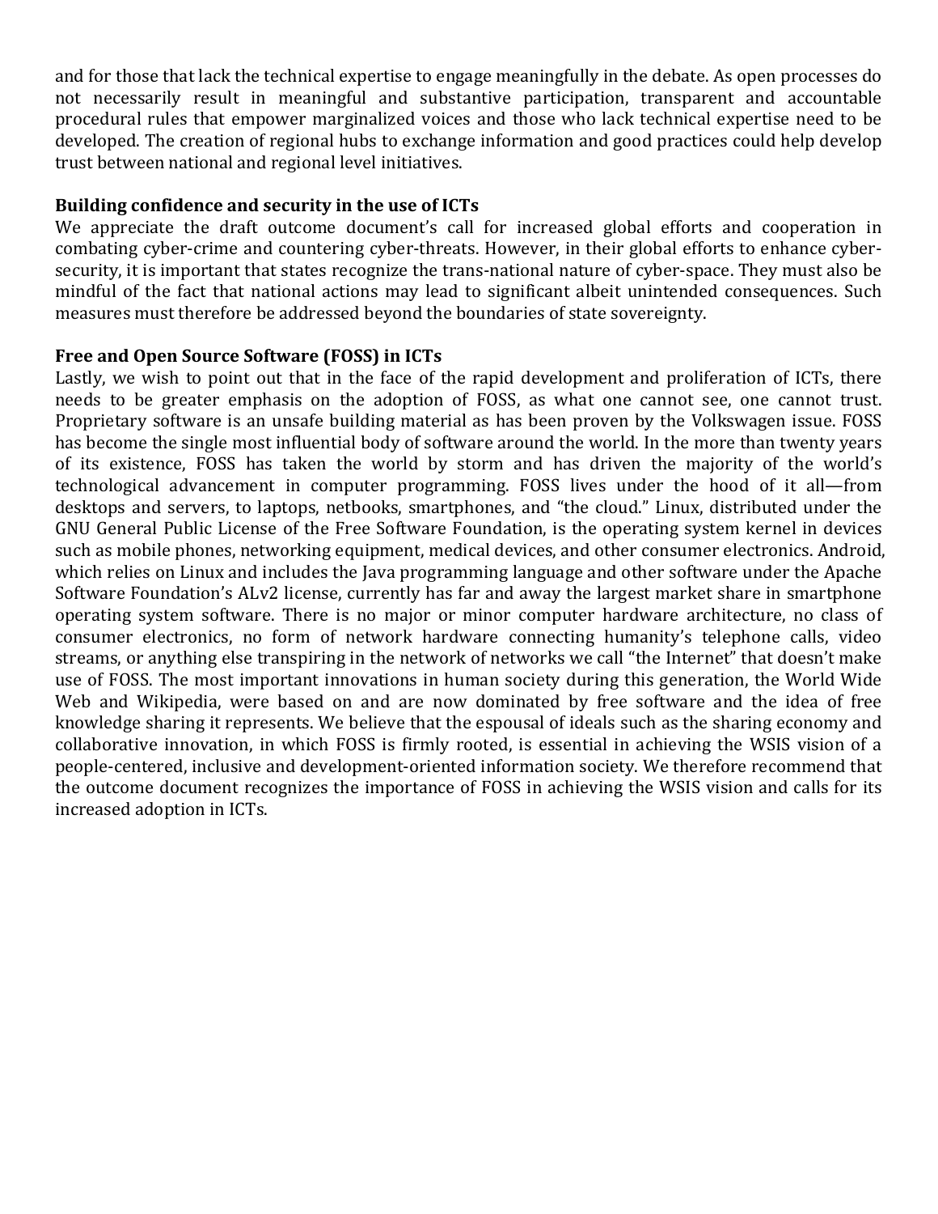and for those that lack the technical expertise to engage meaningfully in the debate. As open processes do not necessarily result in meaningful and substantive participation, transparent and accountable procedural rules that empower marginalized voices and those who lack technical expertise need to be developed. The creation of regional hubs to exchange information and good practices could help develop trust between national and regional level initiatives.

**Building confidence and security in the use of ICTs**

We appreciate the draft outcome document's call for increased global efforts and cooperation in combating cyber-crime and countering cyber-threats. However, in their global efforts to enhance cyber-security, it is important that states recognize the trans-national nature of cyber-space. They must also be mindful of the fact that national actions may lead to significant albeit unintended consequences. Such measures must therefore be addressed beyond the boundaries of state sovereignty.

**Free and Open Source Software (FOSS) in ICTs**

Lastly, we wish to point out that in the face of the rapid development and proliferation of ICTs, there needs to be greater emphasis on the adoption of FOSS, as what one cannot see, one cannot trust. Proprietary software is an unsafe building material as has been proven by the Volkswagen issue. FOSS has become the single most influential body of software around the world. In the more than twenty years of its existence, FOSS has taken the world by storm and has driven the majority of the world's technological advancement in computer programming. FOSS lives under the hood of it all—from desktops and servers, to laptops, netbooks, smartphones, and "the cloud." Linux, distributed under the GNU General Public License of the Free Software Foundation, is the operating system kernel in devices such as mobile phones, networking equipment, medical devices, and other consumer electronics. Android, which relies on Linux and includes the Java programming language and other software under the Apache Software Foundation's ALv2 license, currently has far and away the largest market share in smartphone operating system software. There is no major or minor computer hardware architecture, no class of consumer electronics, no form of network hardware connecting humanity's telephone calls, video streams, or anything else transpiring in the network of networks we call "the Internet" that doesn't make use of FOSS. The most important innovations in human society during this generation, the World Wide Web and Wikipedia, were based on and are now dominated by free software and the idea of free knowledge sharing it represents. We believe that the espousal of ideals such as the sharing economy and collaborative innovation, in which FOSS is firmly rooted, is essential in achieving the WSIS vision of a people-centered, inclusive and development-oriented information society. We therefore recommend that the outcome document recognizes the importance of FOSS in achieving the WSIS vision and calls for its increased adoption in ICTs.